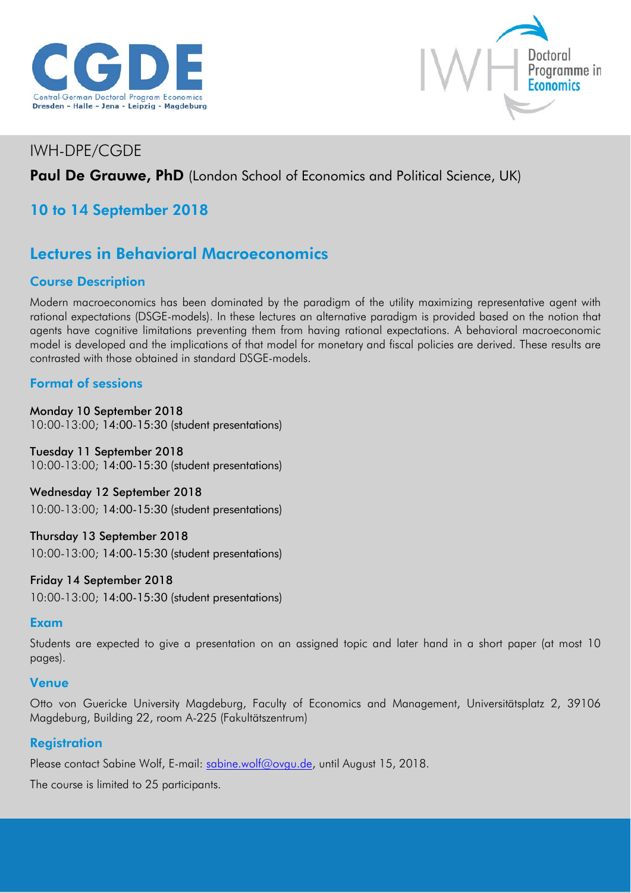CGDE
Central-German Doctoral Program Economics
Dresden - Halle - Jena - Leipzig - Magdeburg

IWH Doctoral Programme in Economics

IWH-DPE/CGDE

**Paul De Grauwe, PhD** (London School of Economics and Political Science, UK)

## 10 to 14 September 2018

# Lectures in Behavioral Macroeconomics

### Course Description

Modern macroeconomics has been dominated by the paradigm of the utility maximizing representative agent with rational expectations (DSGE-models). In these lectures an alternative paradigm is provided based on the notion that agents have cognitive limitations preventing them from having rational expectations. A behavioral macroeconomic model is developed and the implications of that model for monetary and fiscal policies are derived. These results are contrasted with those obtained in standard DSGE-models.

### Format of sessions

**Monday 10 September 2018**
10:00-13:00; 14:00-15:30 (student presentations)

**Tuesday 11 September 2018**
10:00-13:00; 14:00-15:30 (student presentations)

**Wednesday 12 September 2018**
10:00-13:00; 14:00-15:30 (student presentations)

**Thursday 13 September 2018**
10:00-13:00; 14:00-15:30 (student presentations)

**Friday 14 September 2018**
10:00-13:00; 14:00-15:30 (student presentations)

### Exam

Students are expected to give a presentation on an assigned topic and later hand in a short paper (at most 10 pages).

### Venue

Otto von Guericke University Magdeburg, Faculty of Economics and Management, Universitätsplatz 2, 39106 Magdeburg, Building 22, room A-225 (Fakultätszentrum)

### Registration

Please contact Sabine Wolf, E-mail: sabine.wolf@ovgu.de, until August 15, 2018.

The course is limited to 25 participants.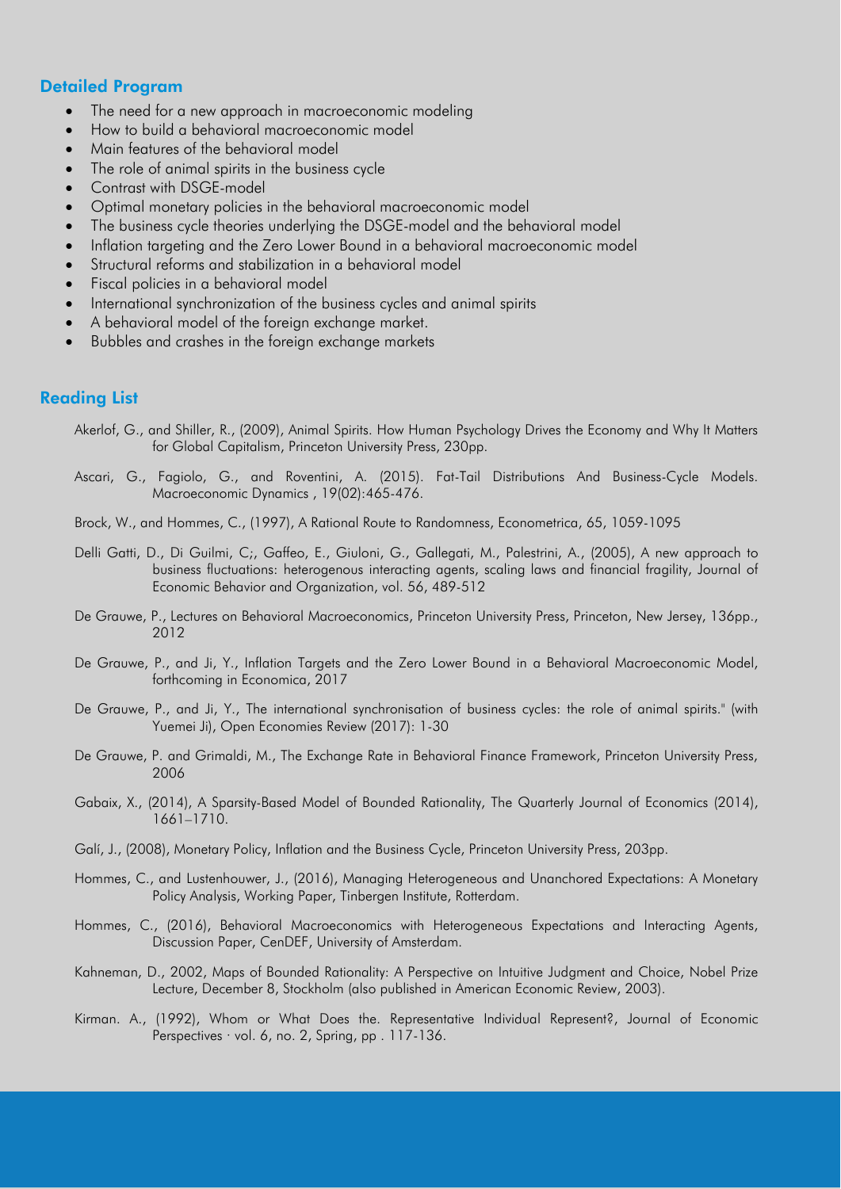## Detailed Program

- The need for a new approach in macroeconomic modeling
- How to build a behavioral macroeconomic model
- Main features of the behavioral model
- The role of animal spirits in the business cycle
- Contrast with DSGE-model
- Optimal monetary policies in the behavioral macroeconomic model
- The business cycle theories underlying the DSGE-model and the behavioral model
- Inflation targeting and the Zero Lower Bound in a behavioral macroeconomic model
- Structural reforms and stabilization in a behavioral model
- Fiscal policies in a behavioral model
- International synchronization of the business cycles and animal spirits
- A behavioral model of the foreign exchange market.
- Bubbles and crashes in the foreign exchange markets

## Reading List

Akerlof, G., and Shiller, R., (2009), Animal Spirits. How Human Psychology Drives the Economy and Why It Matters for Global Capitalism, Princeton University Press, 230pp.

Ascari, G., Fagiolo, G., and Roventini, A. (2015). Fat-Tail Distributions And Business-Cycle Models. Macroeconomic Dynamics , 19(02):465-476.

Brock, W., and Hommes, C., (1997), A Rational Route to Randomness, Econometrica, 65, 1059-1095

Delli Gatti, D., Di Guilmi, C;, Gaffeo, E., Giuloni, G., Gallegati, M., Palestrini, A., (2005), A new approach to business fluctuations: heterogenous interacting agents, scaling laws and financial fragility, Journal of Economic Behavior and Organization, vol. 56, 489-512

De Grauwe, P., Lectures on Behavioral Macroeconomics, Princeton University Press, Princeton, New Jersey, 136pp., 2012

De Grauwe, P., and Ji, Y., Inflation Targets and the Zero Lower Bound in a Behavioral Macroeconomic Model, forthcoming in Economica, 2017

De Grauwe, P., and Ji, Y., The international synchronisation of business cycles: the role of animal spirits." (with Yuemei Ji), Open Economies Review (2017): 1-30

De Grauwe, P. and Grimaldi, M., The Exchange Rate in Behavioral Finance Framework, Princeton University Press, 2006

Gabaix, X., (2014), A Sparsity-Based Model of Bounded Rationality, The Quarterly Journal of Economics (2014), 1661–1710.

Galí, J., (2008), Monetary Policy, Inflation and the Business Cycle, Princeton University Press, 203pp.

Hommes, C., and Lustenhouwer, J., (2016), Managing Heterogeneous and Unanchored Expectations: A Monetary Policy Analysis, Working Paper, Tinbergen Institute, Rotterdam.

Hommes, C., (2016), Behavioral Macroeconomics with Heterogeneous Expectations and Interacting Agents, Discussion Paper, CenDEF, University of Amsterdam.

Kahneman, D., 2002, Maps of Bounded Rationality: A Perspective on Intuitive Judgment and Choice, Nobel Prize Lecture, December 8, Stockholm (also published in American Economic Review, 2003).

Kirman. A., (1992), Whom or What Does the. Representative Individual Represent?, Journal of Economic Perspectives · vol. 6, no. 2, Spring, pp . 117-136.